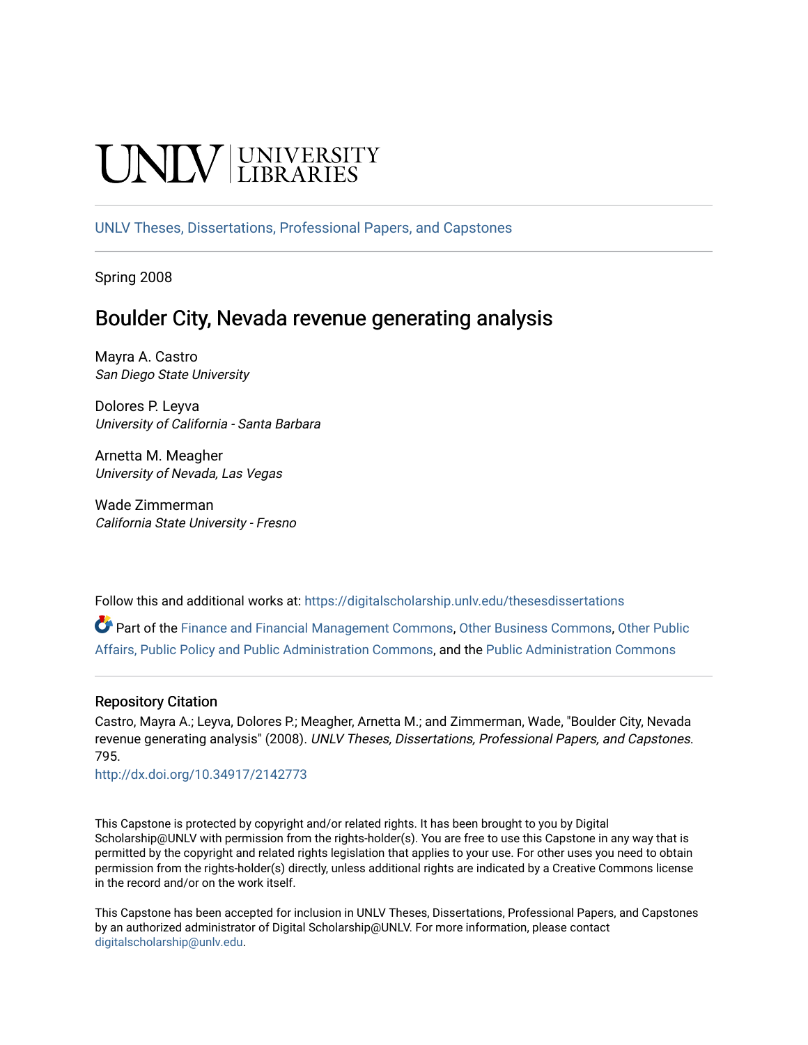UNLV | UNIVERSITY LIBRARIES

UNLV Theses, Dissertations, Professional Papers, and Capstones

Spring 2008

# Boulder City, Nevada revenue generating analysis

Mayra A. Castro
*San Diego State University*

Dolores P. Leyva
*University of California - Santa Barbara*

Arnetta M. Meagher
*University of Nevada, Las Vegas*

Wade Zimmerman
*California State University - Fresno*

Follow this and additional works at: https://digitalscholarship.unlv.edu/thesesdissertations

Part of the Finance and Financial Management Commons, Other Business Commons, Other Public Affairs, Public Policy and Public Administration Commons, and the Public Administration Commons

## Repository Citation

Castro, Mayra A.; Leyva, Dolores P.; Meagher, Arnetta M.; and Zimmerman, Wade, "Boulder City, Nevada revenue generating analysis" (2008). *UNLV Theses, Dissertations, Professional Papers, and Capstones*. 795.
http://dx.doi.org/10.34917/2142773

This Capstone is protected by copyright and/or related rights. It has been brought to you by Digital Scholarship@UNLV with permission from the rights-holder(s). You are free to use this Capstone in any way that is permitted by the copyright and related rights legislation that applies to your use. For other uses you need to obtain permission from the rights-holder(s) directly, unless additional rights are indicated by a Creative Commons license in the record and/or on the work itself.

This Capstone has been accepted for inclusion in UNLV Theses, Dissertations, Professional Papers, and Capstones by an authorized administrator of Digital Scholarship@UNLV. For more information, please contact digitalscholarship@unlv.edu.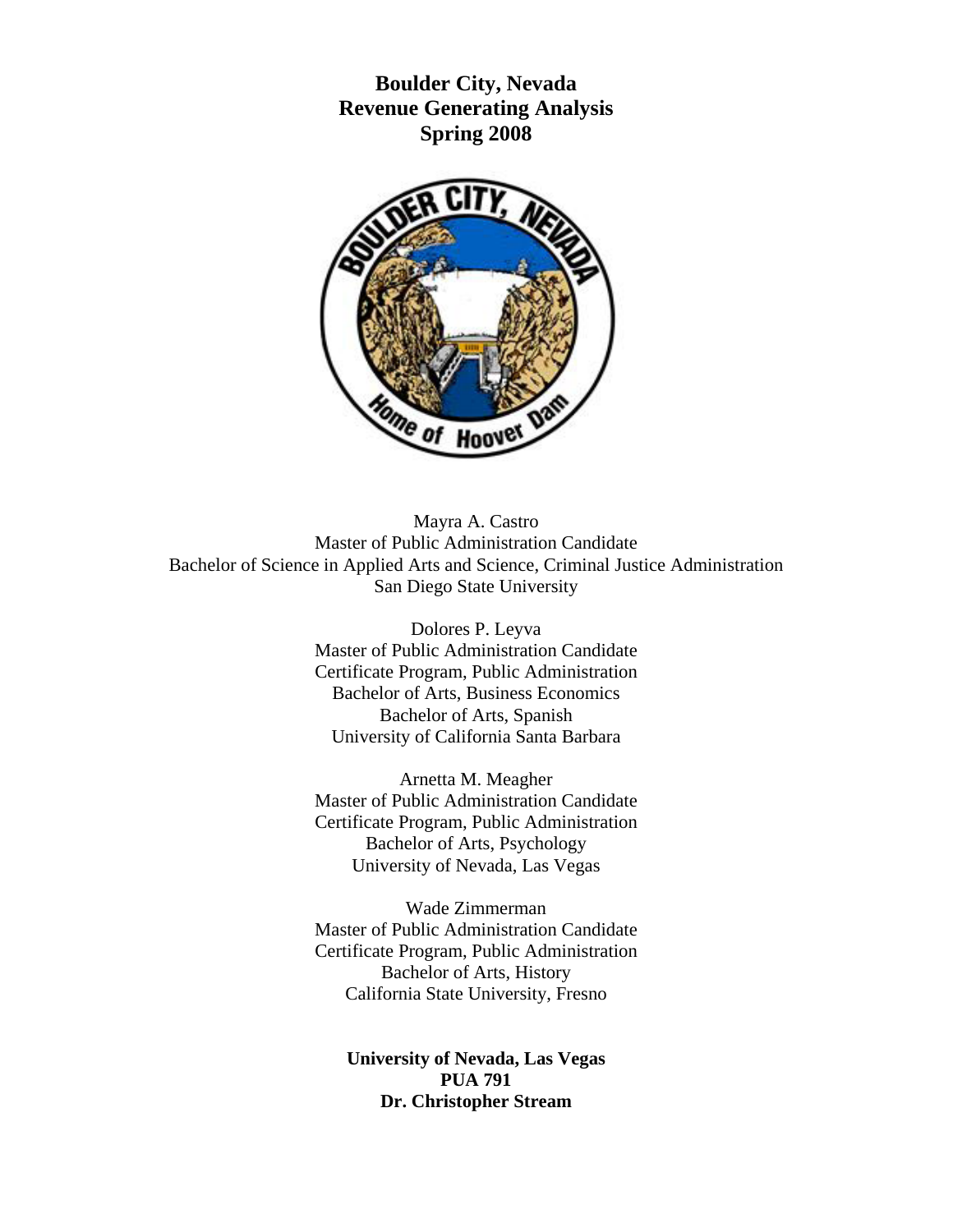**Boulder City, Nevada**
**Revenue Generating Analysis**
**Spring 2008**

Mayra A. Castro
Master of Public Administration Candidate
Bachelor of Science in Applied Arts and Science, Criminal Justice Administration
San Diego State University

Dolores P. Leyva
Master of Public Administration Candidate
Certificate Program, Public Administration
Bachelor of Arts, Business Economics
Bachelor of Arts, Spanish
University of California Santa Barbara

Arnetta M. Meagher
Master of Public Administration Candidate
Certificate Program, Public Administration
Bachelor of Arts, Psychology
University of Nevada, Las Vegas

Wade Zimmerman
Master of Public Administration Candidate
Certificate Program, Public Administration
Bachelor of Arts, History
California State University, Fresno

**University of Nevada, Las Vegas**
**PUA 791**
**Dr. Christopher Stream**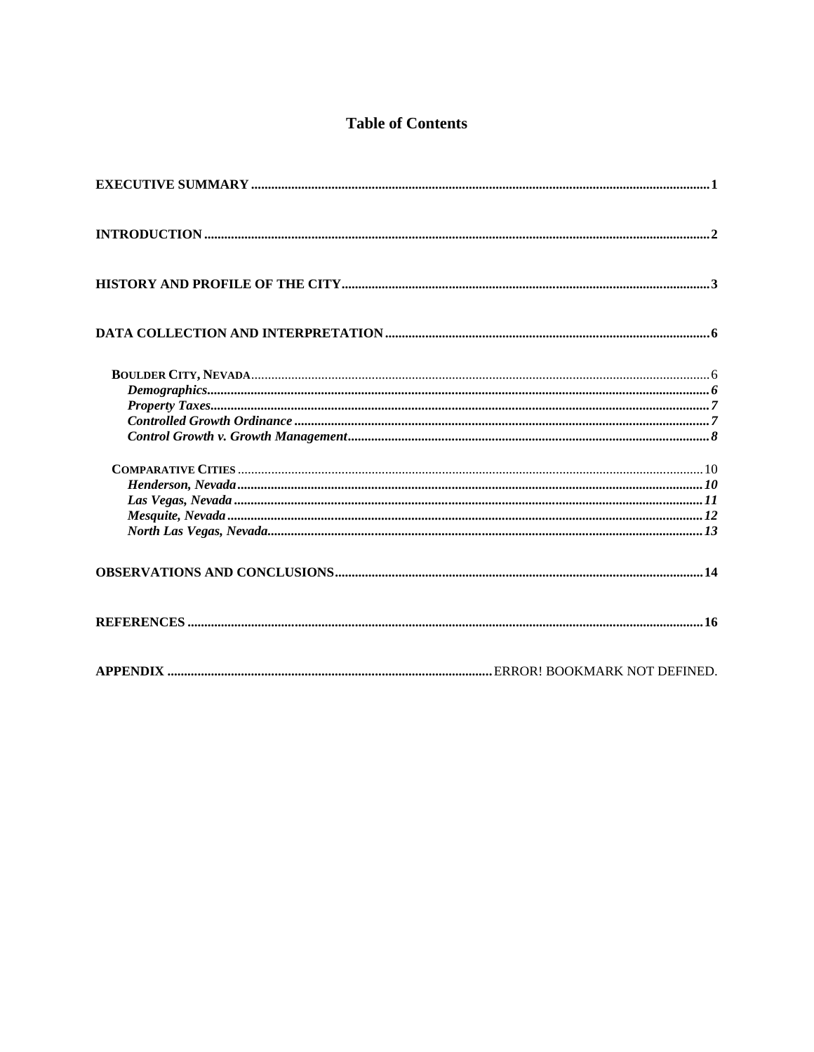# Table of Contents

**EXECUTIVE SUMMARY** ........................................................................................................ **1**

**INTRODUCTION** ........................................................................................................ **2**

**HISTORY AND PROFILE OF THE CITY** ........................................................................................................ **3**

**DATA COLLECTION AND INTERPRETATION** ........................................................................................................ **6**

BOULDER CITY, NEVADA ........................................................................................................ 6

- ***Demographics*** ........................................................................................................ ***6***
- ***Property Taxes*** ........................................................................................................ ***7***
- ***Controlled Growth Ordinance*** ........................................................................................................ ***7***
- ***Control Growth v. Growth Management*** ........................................................................................................ ***8***

COMPARATIVE CITIES ........................................................................................................ 10

- ***Henderson, Nevada*** ........................................................................................................ ***10***
- ***Las Vegas, Nevada*** ........................................................................................................ ***11***
- ***Mesquite, Nevada*** ........................................................................................................ ***12***
- ***North Las Vegas, Nevada*** ........................................................................................................ ***13***

**OBSERVATIONS AND CONCLUSIONS** ........................................................................................................ **14**

**REFERENCES** ........................................................................................................ **16**

**APPENDIX** ........................................................................................................ ERROR! BOOKMARK NOT DEFINED.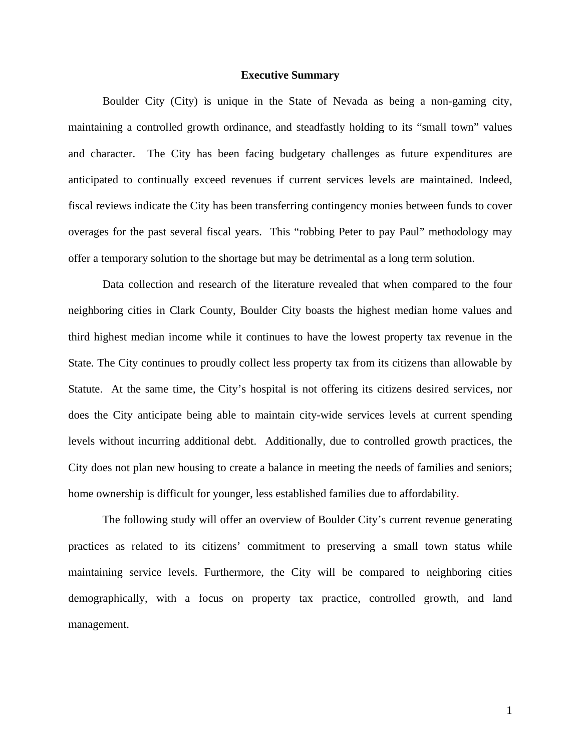# Executive Summary

Boulder City (City) is unique in the State of Nevada as being a non-gaming city, maintaining a controlled growth ordinance, and steadfastly holding to its "small town" values and character. The City has been facing budgetary challenges as future expenditures are anticipated to continually exceed revenues if current services levels are maintained. Indeed, fiscal reviews indicate the City has been transferring contingency monies between funds to cover overages for the past several fiscal years. This "robbing Peter to pay Paul" methodology may offer a temporary solution to the shortage but may be detrimental as a long term solution.

Data collection and research of the literature revealed that when compared to the four neighboring cities in Clark County, Boulder City boasts the highest median home values and third highest median income while it continues to have the lowest property tax revenue in the State. The City continues to proudly collect less property tax from its citizens than allowable by Statute. At the same time, the City's hospital is not offering its citizens desired services, nor does the City anticipate being able to maintain city-wide services levels at current spending levels without incurring additional debt. Additionally, due to controlled growth practices, the City does not plan new housing to create a balance in meeting the needs of families and seniors; home ownership is difficult for younger, less established families due to affordability.

The following study will offer an overview of Boulder City's current revenue generating practices as related to its citizens' commitment to preserving a small town status while maintaining service levels. Furthermore, the City will be compared to neighboring cities demographically, with a focus on property tax practice, controlled growth, and land management.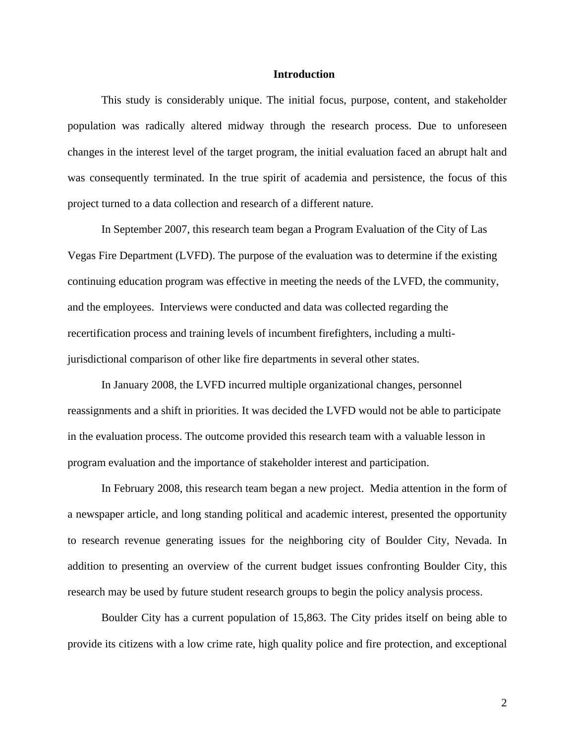## Introduction

This study is considerably unique. The initial focus, purpose, content, and stakeholder population was radically altered midway through the research process. Due to unforeseen changes in the interest level of the target program, the initial evaluation faced an abrupt halt and was consequently terminated. In the true spirit of academia and persistence, the focus of this project turned to a data collection and research of a different nature.

In September 2007, this research team began a Program Evaluation of the City of Las Vegas Fire Department (LVFD). The purpose of the evaluation was to determine if the existing continuing education program was effective in meeting the needs of the LVFD, the community, and the employees. Interviews were conducted and data was collected regarding the recertification process and training levels of incumbent firefighters, including a multi-jurisdictional comparison of other like fire departments in several other states.

In January 2008, the LVFD incurred multiple organizational changes, personnel reassignments and a shift in priorities. It was decided the LVFD would not be able to participate in the evaluation process. The outcome provided this research team with a valuable lesson in program evaluation and the importance of stakeholder interest and participation.

In February 2008, this research team began a new project. Media attention in the form of a newspaper article, and long standing political and academic interest, presented the opportunity to research revenue generating issues for the neighboring city of Boulder City, Nevada. In addition to presenting an overview of the current budget issues confronting Boulder City, this research may be used by future student research groups to begin the policy analysis process.

Boulder City has a current population of 15,863. The City prides itself on being able to provide its citizens with a low crime rate, high quality police and fire protection, and exceptional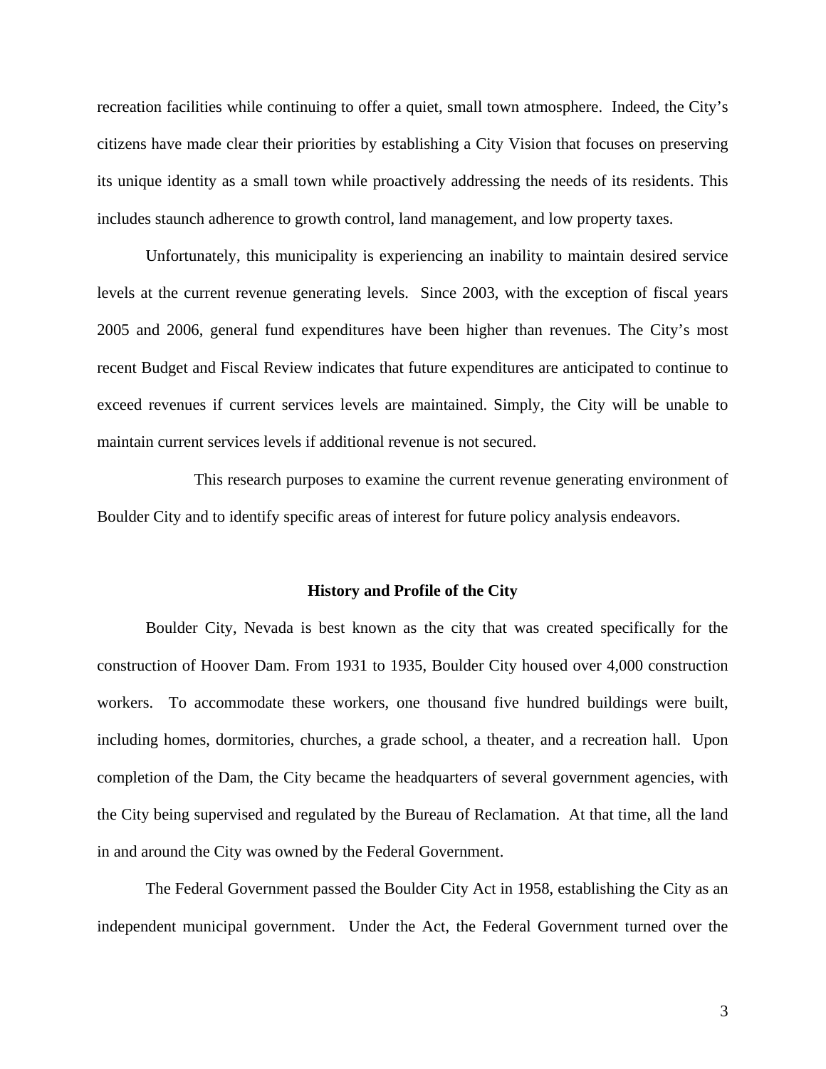recreation facilities while continuing to offer a quiet, small town atmosphere. Indeed, the City's citizens have made clear their priorities by establishing a City Vision that focuses on preserving its unique identity as a small town while proactively addressing the needs of its residents. This includes staunch adherence to growth control, land management, and low property taxes.

Unfortunately, this municipality is experiencing an inability to maintain desired service levels at the current revenue generating levels. Since 2003, with the exception of fiscal years 2005 and 2006, general fund expenditures have been higher than revenues. The City's most recent Budget and Fiscal Review indicates that future expenditures are anticipated to continue to exceed revenues if current services levels are maintained. Simply, the City will be unable to maintain current services levels if additional revenue is not secured.

This research purposes to examine the current revenue generating environment of Boulder City and to identify specific areas of interest for future policy analysis endeavors.

## History and Profile of the City

Boulder City, Nevada is best known as the city that was created specifically for the construction of Hoover Dam. From 1931 to 1935, Boulder City housed over 4,000 construction workers. To accommodate these workers, one thousand five hundred buildings were built, including homes, dormitories, churches, a grade school, a theater, and a recreation hall. Upon completion of the Dam, the City became the headquarters of several government agencies, with the City being supervised and regulated by the Bureau of Reclamation. At that time, all the land in and around the City was owned by the Federal Government.

The Federal Government passed the Boulder City Act in 1958, establishing the City as an independent municipal government. Under the Act, the Federal Government turned over the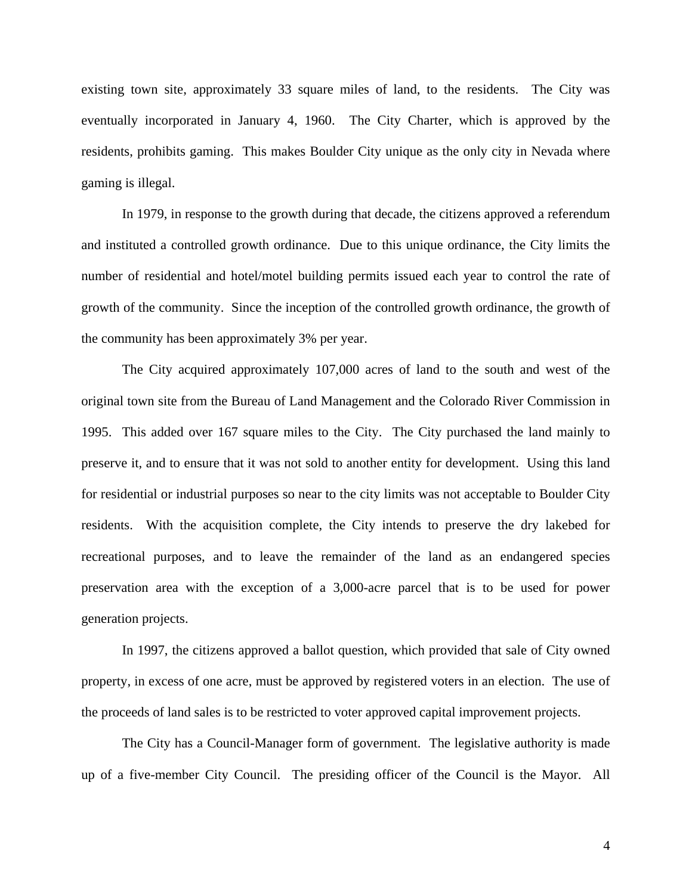existing town site, approximately 33 square miles of land, to the residents. The City was eventually incorporated in January 4, 1960. The City Charter, which is approved by the residents, prohibits gaming. This makes Boulder City unique as the only city in Nevada where gaming is illegal.

In 1979, in response to the growth during that decade, the citizens approved a referendum and instituted a controlled growth ordinance. Due to this unique ordinance, the City limits the number of residential and hotel/motel building permits issued each year to control the rate of growth of the community. Since the inception of the controlled growth ordinance, the growth of the community has been approximately 3% per year.

The City acquired approximately 107,000 acres of land to the south and west of the original town site from the Bureau of Land Management and the Colorado River Commission in 1995. This added over 167 square miles to the City. The City purchased the land mainly to preserve it, and to ensure that it was not sold to another entity for development. Using this land for residential or industrial purposes so near to the city limits was not acceptable to Boulder City residents. With the acquisition complete, the City intends to preserve the dry lakebed for recreational purposes, and to leave the remainder of the land as an endangered species preservation area with the exception of a 3,000-acre parcel that is to be used for power generation projects.

In 1997, the citizens approved a ballot question, which provided that sale of City owned property, in excess of one acre, must be approved by registered voters in an election. The use of the proceeds of land sales is to be restricted to voter approved capital improvement projects.

The City has a Council-Manager form of government. The legislative authority is made up of a five-member City Council. The presiding officer of the Council is the Mayor. All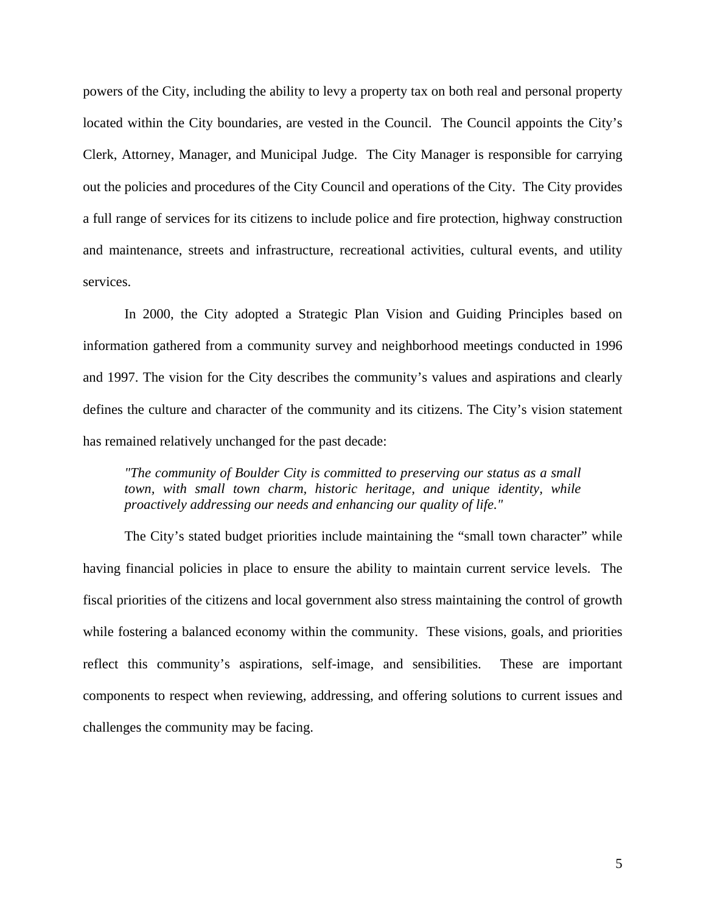powers of the City, including the ability to levy a property tax on both real and personal property located within the City boundaries, are vested in the Council. The Council appoints the City's Clerk, Attorney, Manager, and Municipal Judge. The City Manager is responsible for carrying out the policies and procedures of the City Council and operations of the City. The City provides a full range of services for its citizens to include police and fire protection, highway construction and maintenance, streets and infrastructure, recreational activities, cultural events, and utility services.

In 2000, the City adopted a Strategic Plan Vision and Guiding Principles based on information gathered from a community survey and neighborhood meetings conducted in 1996 and 1997. The vision for the City describes the community's values and aspirations and clearly defines the culture and character of the community and its citizens. The City's vision statement has remained relatively unchanged for the past decade:

> *"The community of Boulder City is committed to preserving our status as a small town, with small town charm, historic heritage, and unique identity, while proactively addressing our needs and enhancing our quality of life."*

The City's stated budget priorities include maintaining the "small town character" while having financial policies in place to ensure the ability to maintain current service levels. The fiscal priorities of the citizens and local government also stress maintaining the control of growth while fostering a balanced economy within the community. These visions, goals, and priorities reflect this community's aspirations, self-image, and sensibilities. These are important components to respect when reviewing, addressing, and offering solutions to current issues and challenges the community may be facing.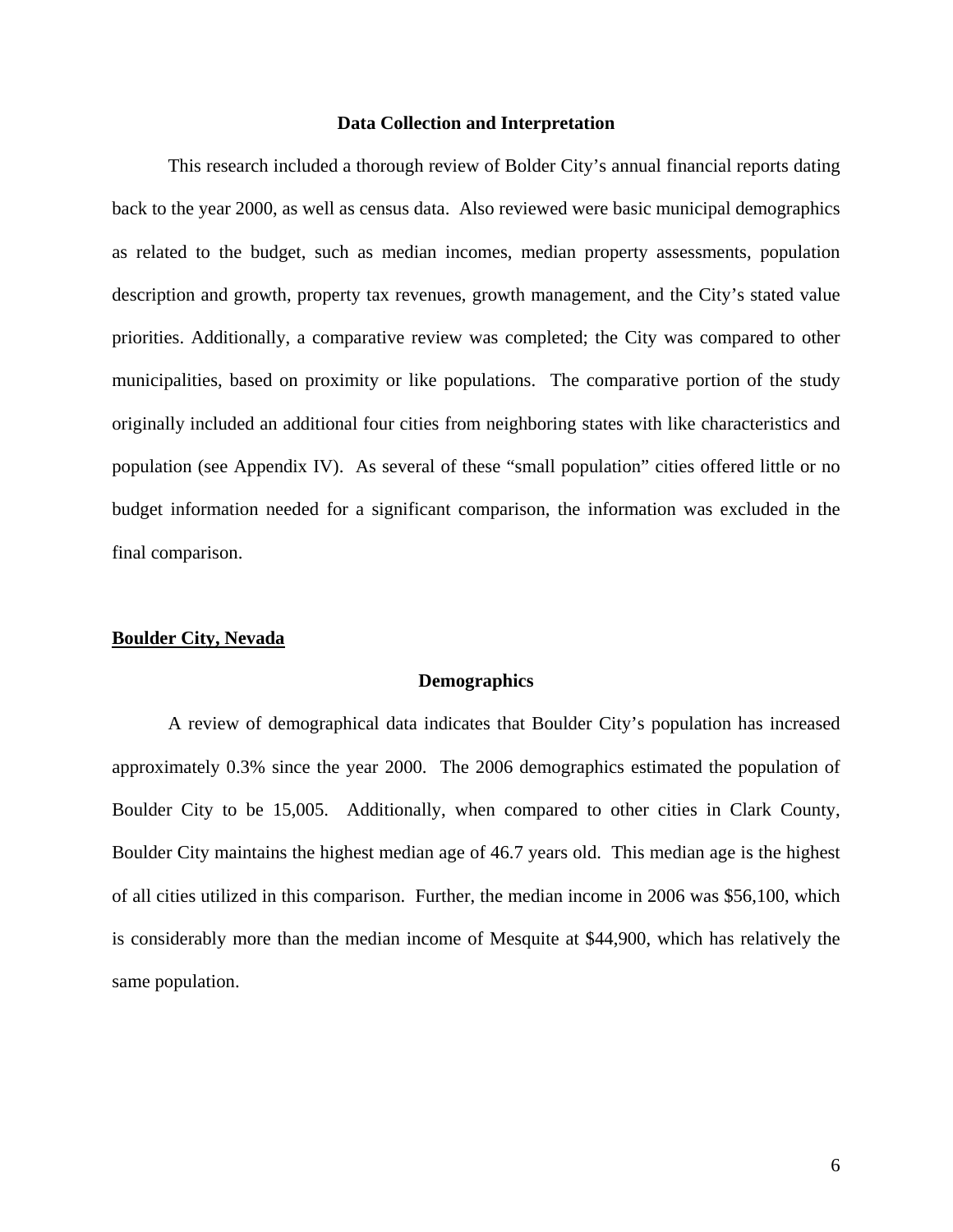## Data Collection and Interpretation

This research included a thorough review of Bolder City's annual financial reports dating back to the year 2000, as well as census data. Also reviewed were basic municipal demographics as related to the budget, such as median incomes, median property assessments, population description and growth, property tax revenues, growth management, and the City's stated value priorities. Additionally, a comparative review was completed; the City was compared to other municipalities, based on proximity or like populations. The comparative portion of the study originally included an additional four cities from neighboring states with like characteristics and population (see Appendix IV). As several of these "small population" cities offered little or no budget information needed for a significant comparison, the information was excluded in the final comparison.

**Boulder City, Nevada**

### Demographics

A review of demographical data indicates that Boulder City's population has increased approximately 0.3% since the year 2000. The 2006 demographics estimated the population of Boulder City to be 15,005. Additionally, when compared to other cities in Clark County, Boulder City maintains the highest median age of 46.7 years old. This median age is the highest of all cities utilized in this comparison. Further, the median income in 2006 was $56,100, which is considerably more than the median income of Mesquite at $44,900, which has relatively the same population.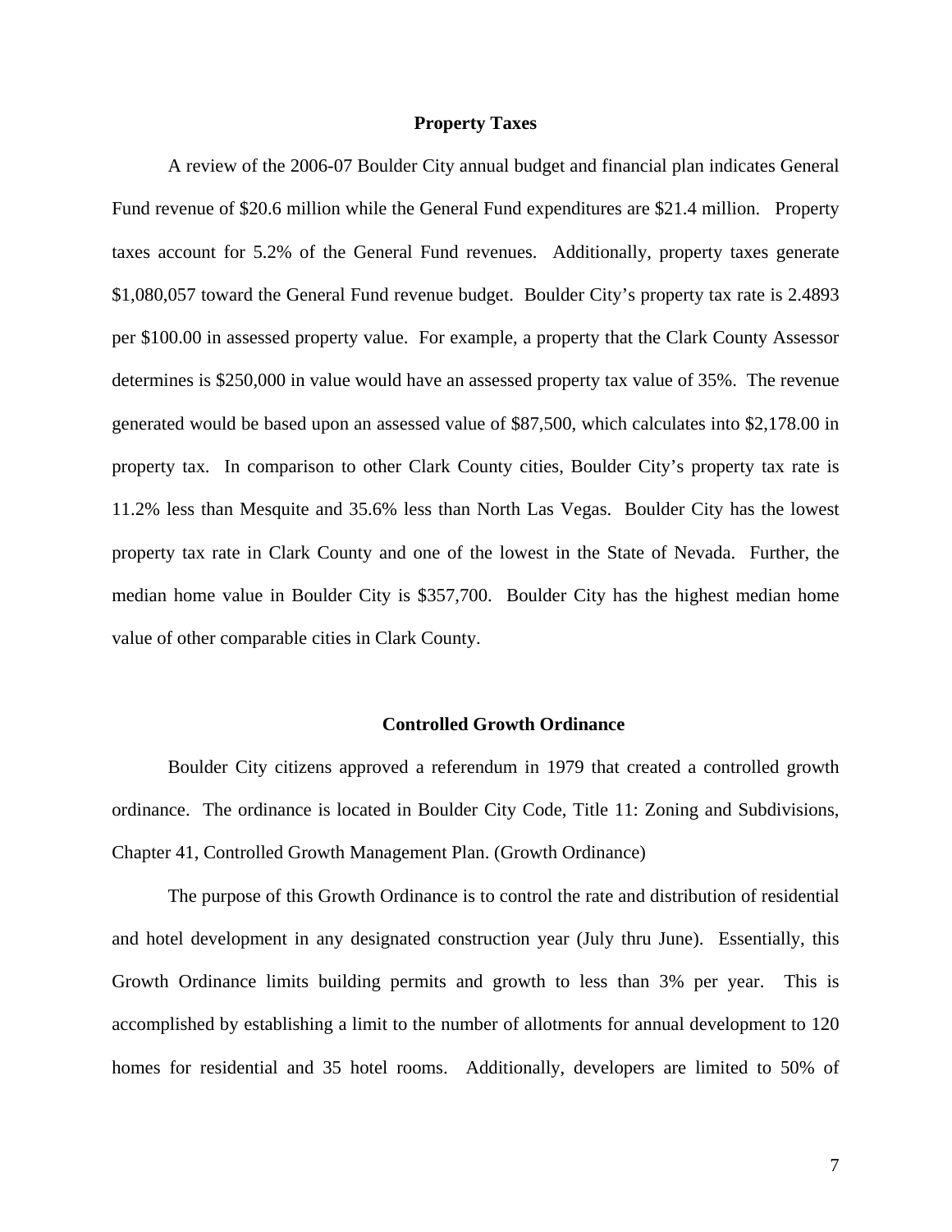## Property Taxes

A review of the 2006-07 Boulder City annual budget and financial plan indicates General Fund revenue of $20.6 million while the General Fund expenditures are $21.4 million. Property taxes account for 5.2% of the General Fund revenues. Additionally, property taxes generate $1,080,057 toward the General Fund revenue budget. Boulder City's property tax rate is 2.4893 per $100.00 in assessed property value. For example, a property that the Clark County Assessor determines is $250,000 in value would have an assessed property tax value of 35%. The revenue generated would be based upon an assessed value of $87,500, which calculates into $2,178.00 in property tax. In comparison to other Clark County cities, Boulder City's property tax rate is 11.2% less than Mesquite and 35.6% less than North Las Vegas. Boulder City has the lowest property tax rate in Clark County and one of the lowest in the State of Nevada. Further, the median home value in Boulder City is $357,700. Boulder City has the highest median home value of other comparable cities in Clark County.

## Controlled Growth Ordinance

Boulder City citizens approved a referendum in 1979 that created a controlled growth ordinance. The ordinance is located in Boulder City Code, Title 11: Zoning and Subdivisions, Chapter 41, Controlled Growth Management Plan. (Growth Ordinance)

The purpose of this Growth Ordinance is to control the rate and distribution of residential and hotel development in any designated construction year (July thru June). Essentially, this Growth Ordinance limits building permits and growth to less than 3% per year. This is accomplished by establishing a limit to the number of allotments for annual development to 120 homes for residential and 35 hotel rooms. Additionally, developers are limited to 50% of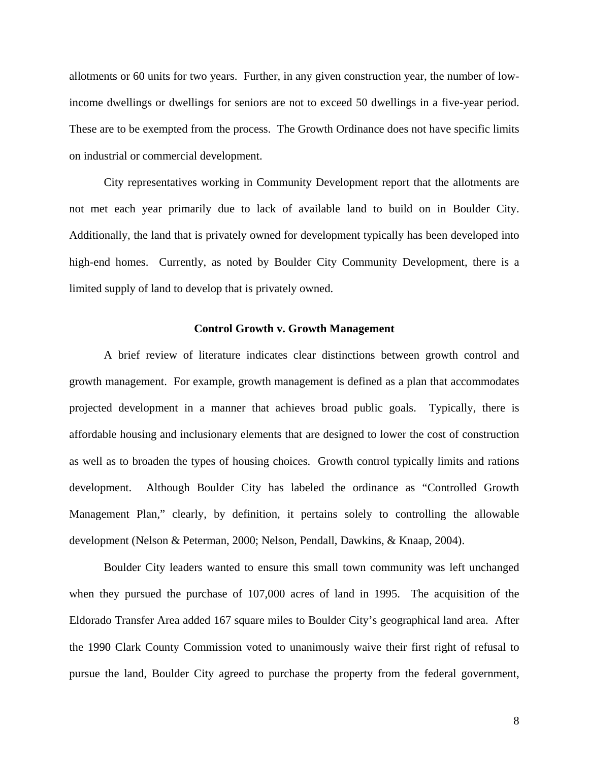allotments or 60 units for two years. Further, in any given construction year, the number of low-income dwellings or dwellings for seniors are not to exceed 50 dwellings in a five-year period. These are to be exempted from the process. The Growth Ordinance does not have specific limits on industrial or commercial development.

City representatives working in Community Development report that the allotments are not met each year primarily due to lack of available land to build on in Boulder City. Additionally, the land that is privately owned for development typically has been developed into high-end homes. Currently, as noted by Boulder City Community Development, there is a limited supply of land to develop that is privately owned.

### Control Growth v. Growth Management

A brief review of literature indicates clear distinctions between growth control and growth management. For example, growth management is defined as a plan that accommodates projected development in a manner that achieves broad public goals. Typically, there is affordable housing and inclusionary elements that are designed to lower the cost of construction as well as to broaden the types of housing choices. Growth control typically limits and rations development. Although Boulder City has labeled the ordinance as "Controlled Growth Management Plan," clearly, by definition, it pertains solely to controlling the allowable development (Nelson & Peterman, 2000; Nelson, Pendall, Dawkins, & Knaap, 2004).

Boulder City leaders wanted to ensure this small town community was left unchanged when they pursued the purchase of 107,000 acres of land in 1995. The acquisition of the Eldorado Transfer Area added 167 square miles to Boulder City's geographical land area. After the 1990 Clark County Commission voted to unanimously waive their first right of refusal to pursue the land, Boulder City agreed to purchase the property from the federal government,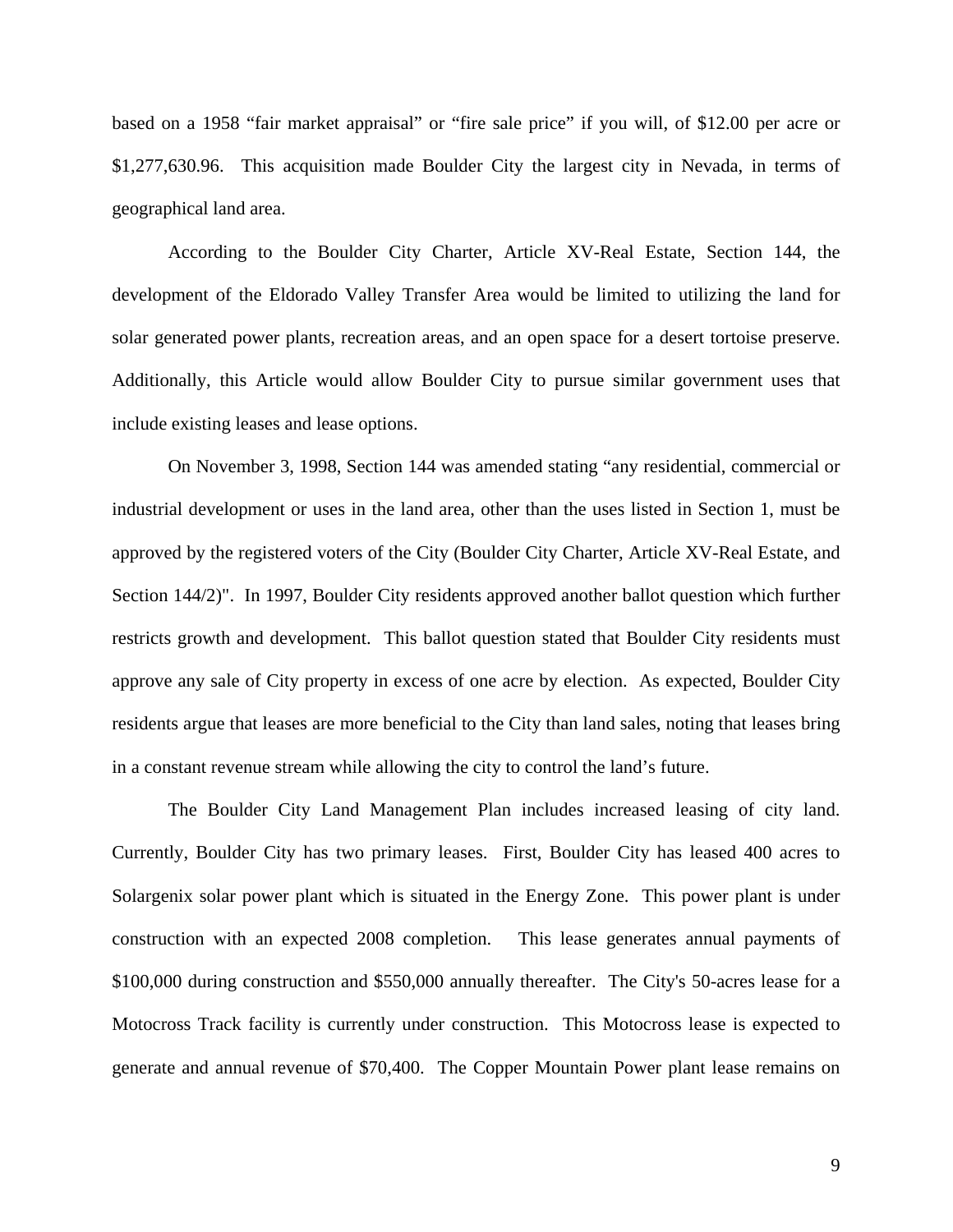based on a 1958 "fair market appraisal" or "fire sale price" if you will, of $12.00 per acre or $1,277,630.96. This acquisition made Boulder City the largest city in Nevada, in terms of geographical land area.

According to the Boulder City Charter, Article XV-Real Estate, Section 144, the development of the Eldorado Valley Transfer Area would be limited to utilizing the land for solar generated power plants, recreation areas, and an open space for a desert tortoise preserve. Additionally, this Article would allow Boulder City to pursue similar government uses that include existing leases and lease options.

On November 3, 1998, Section 144 was amended stating "any residential, commercial or industrial development or uses in the land area, other than the uses listed in Section 1, must be approved by the registered voters of the City (Boulder City Charter, Article XV-Real Estate, and Section 144/2)". In 1997, Boulder City residents approved another ballot question which further restricts growth and development. This ballot question stated that Boulder City residents must approve any sale of City property in excess of one acre by election. As expected, Boulder City residents argue that leases are more beneficial to the City than land sales, noting that leases bring in a constant revenue stream while allowing the city to control the land's future.

The Boulder City Land Management Plan includes increased leasing of city land. Currently, Boulder City has two primary leases. First, Boulder City has leased 400 acres to Solargenix solar power plant which is situated in the Energy Zone. This power plant is under construction with an expected 2008 completion. This lease generates annual payments of $100,000 during construction and $550,000 annually thereafter. The City's 50-acres lease for a Motocross Track facility is currently under construction. This Motocross lease is expected to generate and annual revenue of $70,400. The Copper Mountain Power plant lease remains on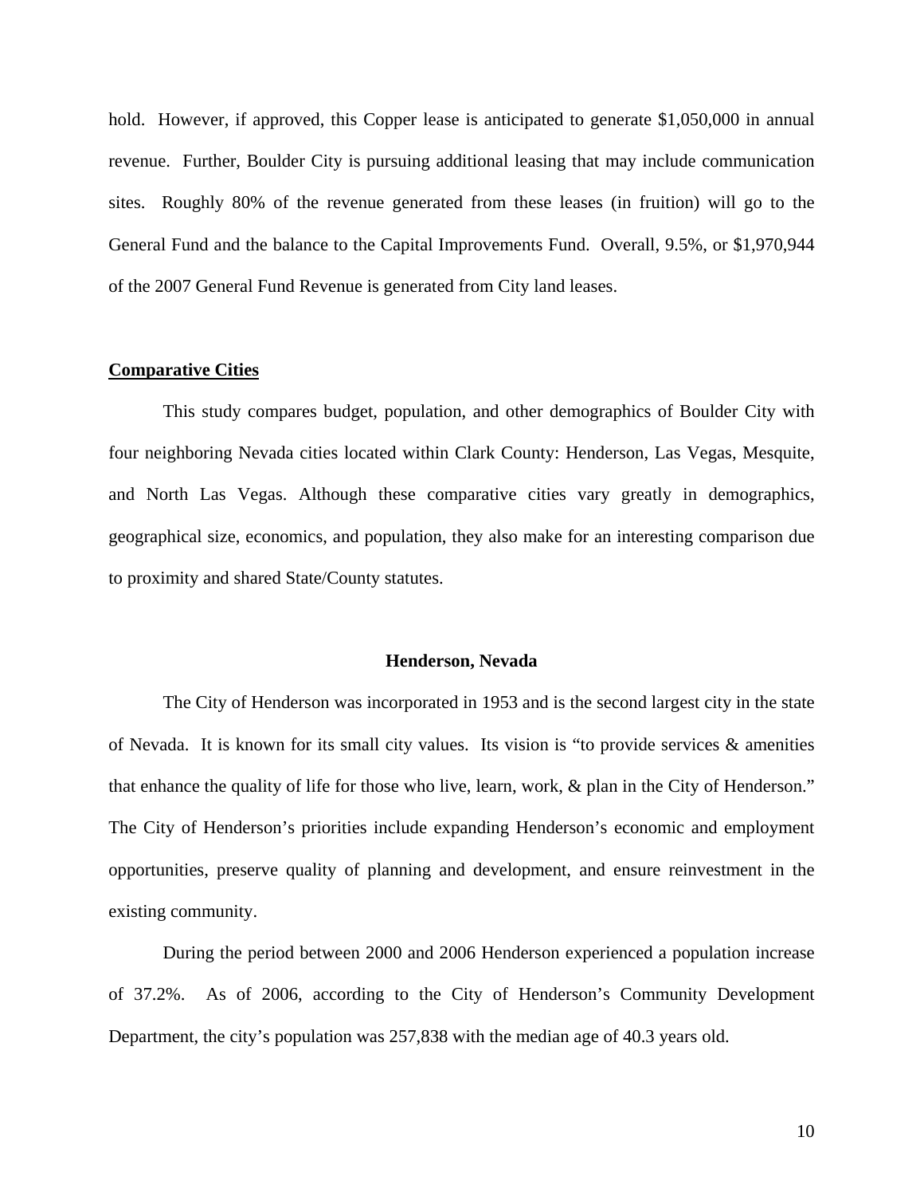hold. However, if approved, this Copper lease is anticipated to generate $1,050,000 in annual revenue. Further, Boulder City is pursuing additional leasing that may include communication sites. Roughly 80% of the revenue generated from these leases (in fruition) will go to the General Fund and the balance to the Capital Improvements Fund. Overall, 9.5%, or $1,970,944 of the 2007 General Fund Revenue is generated from City land leases.

## Comparative Cities

This study compares budget, population, and other demographics of Boulder City with four neighboring Nevada cities located within Clark County: Henderson, Las Vegas, Mesquite, and North Las Vegas. Although these comparative cities vary greatly in demographics, geographical size, economics, and population, they also make for an interesting comparison due to proximity and shared State/County statutes.

### Henderson, Nevada

The City of Henderson was incorporated in 1953 and is the second largest city in the state of Nevada. It is known for its small city values. Its vision is "to provide services & amenities that enhance the quality of life for those who live, learn, work, & plan in the City of Henderson." The City of Henderson's priorities include expanding Henderson's economic and employment opportunities, preserve quality of planning and development, and ensure reinvestment in the existing community.

During the period between 2000 and 2006 Henderson experienced a population increase of 37.2%. As of 2006, according to the City of Henderson's Community Development Department, the city's population was 257,838 with the median age of 40.3 years old.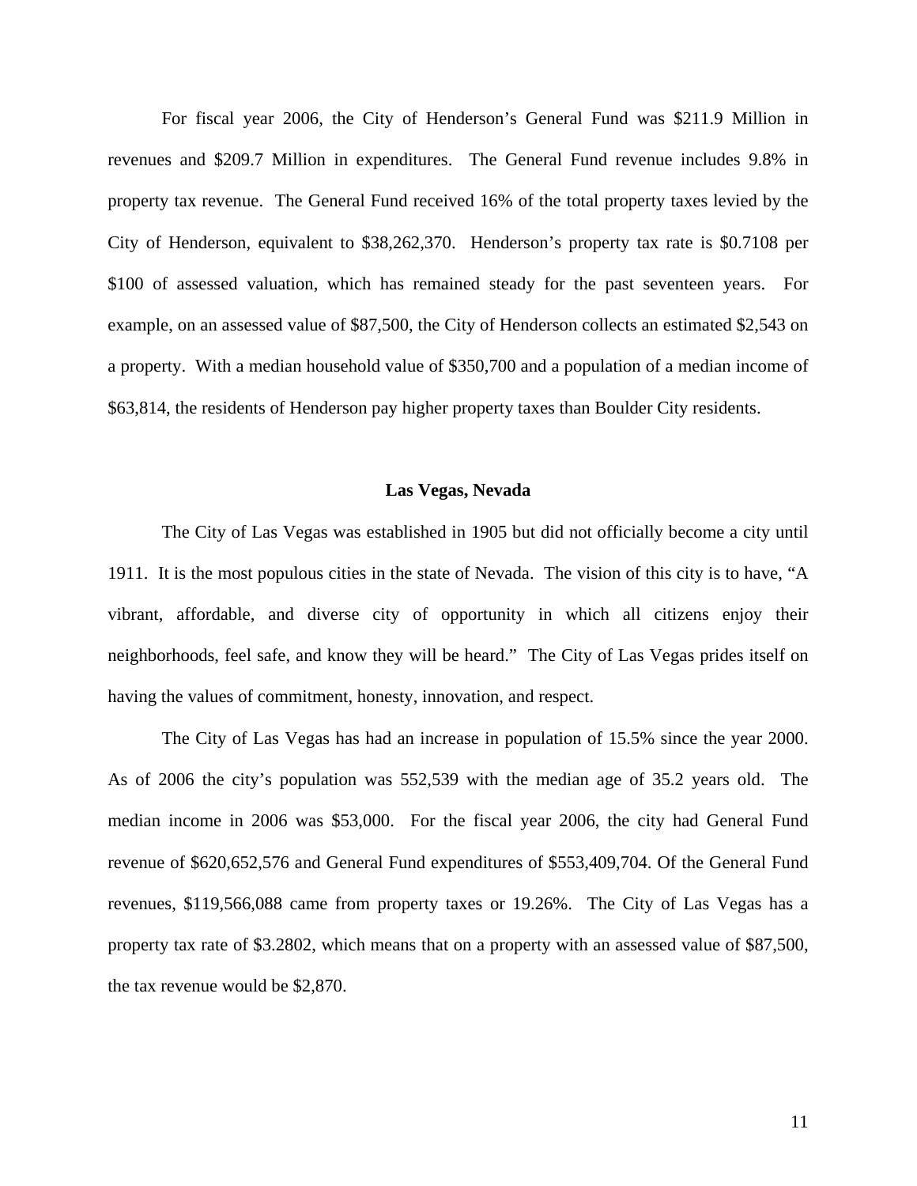For fiscal year 2006, the City of Henderson's General Fund was $211.9 Million in revenues and $209.7 Million in expenditures. The General Fund revenue includes 9.8% in property tax revenue. The General Fund received 16% of the total property taxes levied by the City of Henderson, equivalent to $38,262,370. Henderson's property tax rate is $0.7108 per $100 of assessed valuation, which has remained steady for the past seventeen years. For example, on an assessed value of $87,500, the City of Henderson collects an estimated $2,543 on a property. With a median household value of $350,700 and a population of a median income of $63,814, the residents of Henderson pay higher property taxes than Boulder City residents.

## Las Vegas, Nevada

The City of Las Vegas was established in 1905 but did not officially become a city until 1911. It is the most populous cities in the state of Nevada. The vision of this city is to have, "A vibrant, affordable, and diverse city of opportunity in which all citizens enjoy their neighborhoods, feel safe, and know they will be heard." The City of Las Vegas prides itself on having the values of commitment, honesty, innovation, and respect.

The City of Las Vegas has had an increase in population of 15.5% since the year 2000. As of 2006 the city's population was 552,539 with the median age of 35.2 years old. The median income in 2006 was $53,000. For the fiscal year 2006, the city had General Fund revenue of $620,652,576 and General Fund expenditures of $553,409,704. Of the General Fund revenues, $119,566,088 came from property taxes or 19.26%. The City of Las Vegas has a property tax rate of $3.2802, which means that on a property with an assessed value of $87,500, the tax revenue would be $2,870.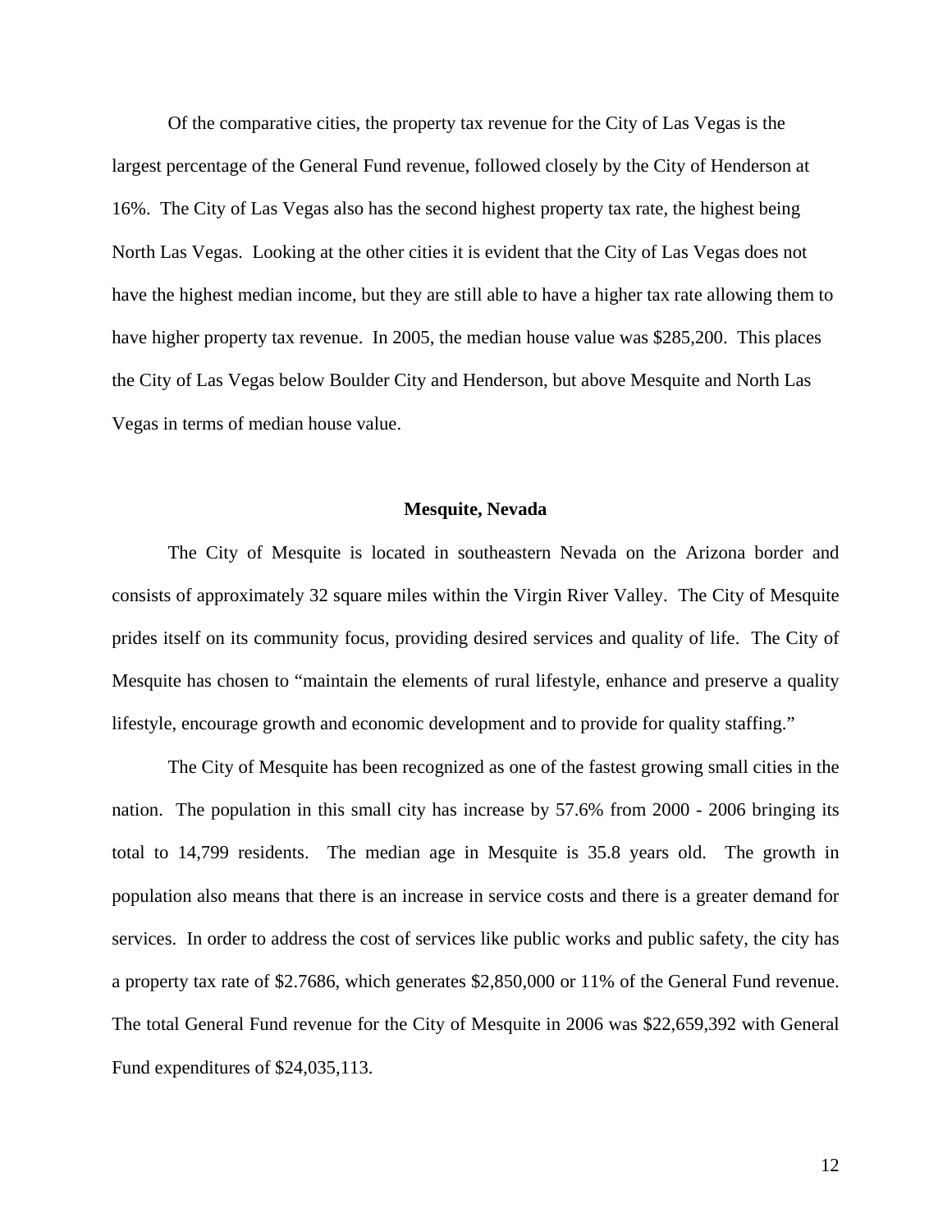Of the comparative cities, the property tax revenue for the City of Las Vegas is the largest percentage of the General Fund revenue, followed closely by the City of Henderson at 16%. The City of Las Vegas also has the second highest property tax rate, the highest being North Las Vegas. Looking at the other cities it is evident that the City of Las Vegas does not have the highest median income, but they are still able to have a higher tax rate allowing them to have higher property tax revenue. In 2005, the median house value was $285,200. This places the City of Las Vegas below Boulder City and Henderson, but above Mesquite and North Las Vegas in terms of median house value.

## Mesquite, Nevada

The City of Mesquite is located in southeastern Nevada on the Arizona border and consists of approximately 32 square miles within the Virgin River Valley. The City of Mesquite prides itself on its community focus, providing desired services and quality of life. The City of Mesquite has chosen to "maintain the elements of rural lifestyle, enhance and preserve a quality lifestyle, encourage growth and economic development and to provide for quality staffing."

The City of Mesquite has been recognized as one of the fastest growing small cities in the nation. The population in this small city has increase by 57.6% from 2000 - 2006 bringing its total to 14,799 residents. The median age in Mesquite is 35.8 years old. The growth in population also means that there is an increase in service costs and there is a greater demand for services. In order to address the cost of services like public works and public safety, the city has a property tax rate of $2.7686, which generates $2,850,000 or 11% of the General Fund revenue. The total General Fund revenue for the City of Mesquite in 2006 was $22,659,392 with General Fund expenditures of $24,035,113.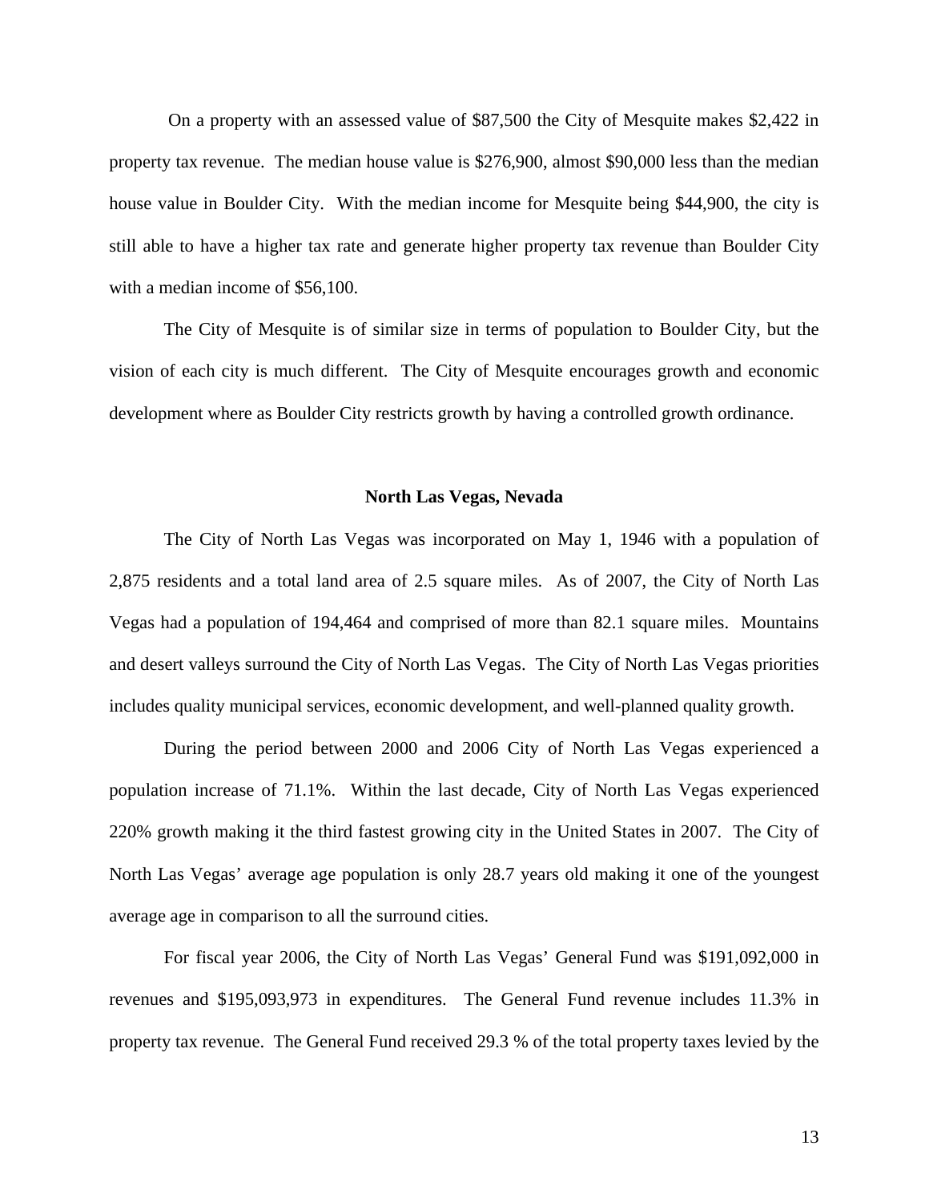On a property with an assessed value of $87,500 the City of Mesquite makes $2,422 in property tax revenue. The median house value is $276,900, almost $90,000 less than the median house value in Boulder City. With the median income for Mesquite being $44,900, the city is still able to have a higher tax rate and generate higher property tax revenue than Boulder City with a median income of $56,100.

The City of Mesquite is of similar size in terms of population to Boulder City, but the vision of each city is much different. The City of Mesquite encourages growth and economic development where as Boulder City restricts growth by having a controlled growth ordinance.

### North Las Vegas, Nevada

The City of North Las Vegas was incorporated on May 1, 1946 with a population of 2,875 residents and a total land area of 2.5 square miles. As of 2007, the City of North Las Vegas had a population of 194,464 and comprised of more than 82.1 square miles. Mountains and desert valleys surround the City of North Las Vegas. The City of North Las Vegas priorities includes quality municipal services, economic development, and well-planned quality growth.

During the period between 2000 and 2006 City of North Las Vegas experienced a population increase of 71.1%. Within the last decade, City of North Las Vegas experienced 220% growth making it the third fastest growing city in the United States in 2007. The City of North Las Vegas' average age population is only 28.7 years old making it one of the youngest average age in comparison to all the surround cities.

For fiscal year 2006, the City of North Las Vegas' General Fund was $191,092,000 in revenues and $195,093,973 in expenditures. The General Fund revenue includes 11.3% in property tax revenue. The General Fund received 29.3 % of the total property taxes levied by the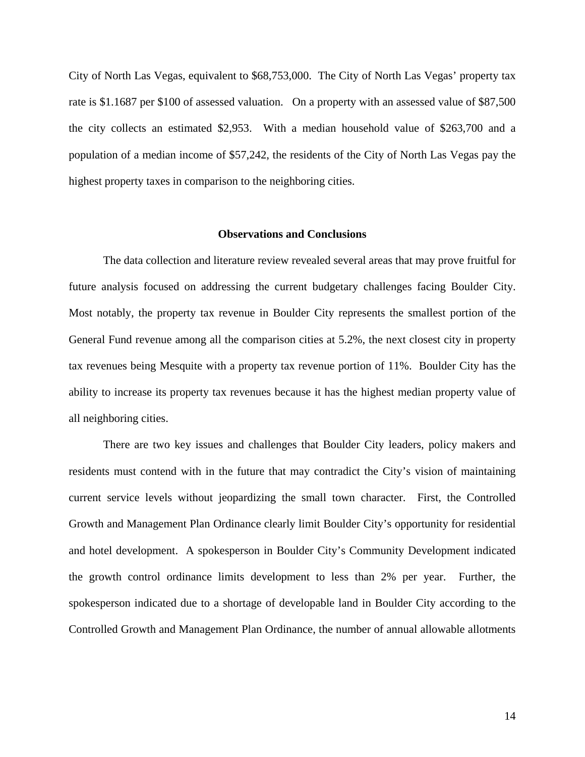City of North Las Vegas, equivalent to $68,753,000. The City of North Las Vegas' property tax rate is $1.1687 per $100 of assessed valuation. On a property with an assessed value of $87,500 the city collects an estimated $2,953. With a median household value of $263,700 and a population of a median income of $57,242, the residents of the City of North Las Vegas pay the highest property taxes in comparison to the neighboring cities.

## Observations and Conclusions

The data collection and literature review revealed several areas that may prove fruitful for future analysis focused on addressing the current budgetary challenges facing Boulder City. Most notably, the property tax revenue in Boulder City represents the smallest portion of the General Fund revenue among all the comparison cities at 5.2%, the next closest city in property tax revenues being Mesquite with a property tax revenue portion of 11%. Boulder City has the ability to increase its property tax revenues because it has the highest median property value of all neighboring cities.

There are two key issues and challenges that Boulder City leaders, policy makers and residents must contend with in the future that may contradict the City's vision of maintaining current service levels without jeopardizing the small town character. First, the Controlled Growth and Management Plan Ordinance clearly limit Boulder City's opportunity for residential and hotel development. A spokesperson in Boulder City's Community Development indicated the growth control ordinance limits development to less than 2% per year. Further, the spokesperson indicated due to a shortage of developable land in Boulder City according to the Controlled Growth and Management Plan Ordinance, the number of annual allowable allotments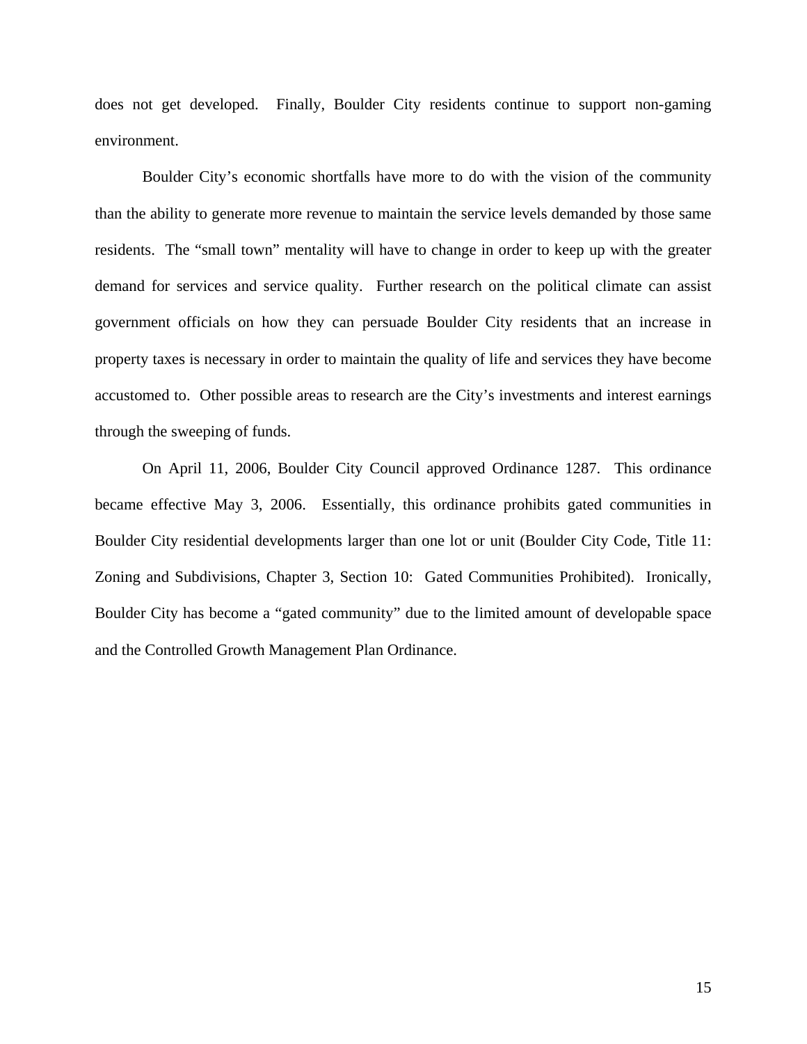does not get developed. Finally, Boulder City residents continue to support non-gaming environment.

Boulder City's economic shortfalls have more to do with the vision of the community than the ability to generate more revenue to maintain the service levels demanded by those same residents. The "small town" mentality will have to change in order to keep up with the greater demand for services and service quality. Further research on the political climate can assist government officials on how they can persuade Boulder City residents that an increase in property taxes is necessary in order to maintain the quality of life and services they have become accustomed to. Other possible areas to research are the City's investments and interest earnings through the sweeping of funds.

On April 11, 2006, Boulder City Council approved Ordinance 1287. This ordinance became effective May 3, 2006. Essentially, this ordinance prohibits gated communities in Boulder City residential developments larger than one lot or unit (Boulder City Code, Title 11: Zoning and Subdivisions, Chapter 3, Section 10: Gated Communities Prohibited). Ironically, Boulder City has become a "gated community" due to the limited amount of developable space and the Controlled Growth Management Plan Ordinance.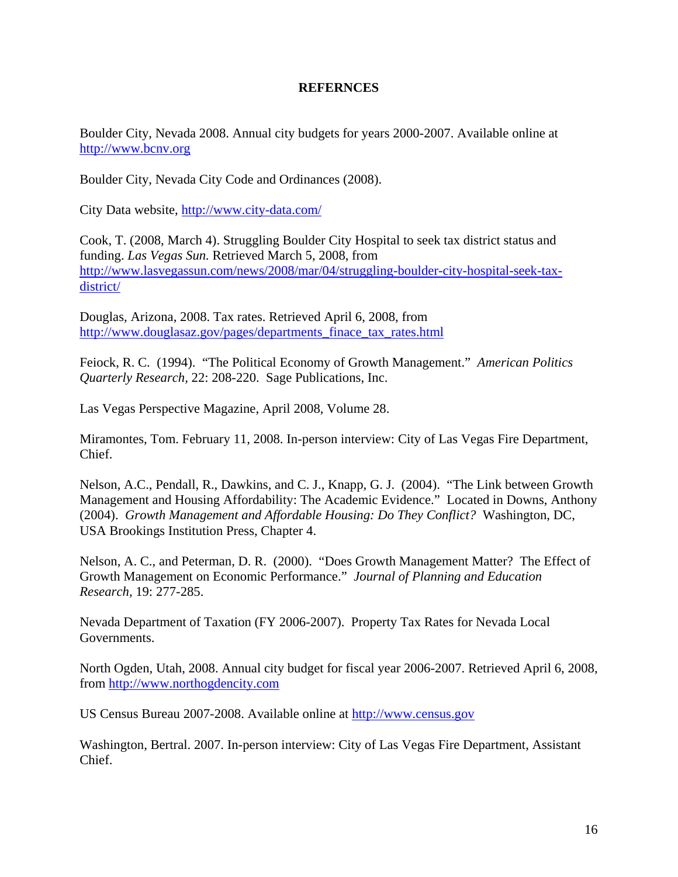**REFERNCES**

Boulder City, Nevada 2008. Annual city budgets for years 2000-2007. Available online at http://www.bcnv.org

Boulder City, Nevada City Code and Ordinances (2008).

City Data website, http://www.city-data.com/

Cook, T. (2008, March 4). Struggling Boulder City Hospital to seek tax district status and funding. *Las Vegas Sun.* Retrieved March 5, 2008, from http://www.lasvegassun.com/news/2008/mar/04/struggling-boulder-city-hospital-seek-tax-district/

Douglas, Arizona, 2008. Tax rates. Retrieved April 6, 2008, from http://www.douglasaz.gov/pages/departments_finace_tax_rates.html

Feiock, R. C. (1994). "The Political Economy of Growth Management." *American Politics Quarterly Research,* 22: 208-220. Sage Publications, Inc.

Las Vegas Perspective Magazine, April 2008, Volume 28.

Miramontes, Tom. February 11, 2008. In-person interview: City of Las Vegas Fire Department, Chief.

Nelson, A.C., Pendall, R., Dawkins, and C. J., Knapp, G. J. (2004). "The Link between Growth Management and Housing Affordability: The Academic Evidence." Located in Downs, Anthony (2004). *Growth Management and Affordable Housing: Do They Conflict?* Washington, DC, USA Brookings Institution Press, Chapter 4.

Nelson, A. C., and Peterman, D. R. (2000). "Does Growth Management Matter? The Effect of Growth Management on Economic Performance." *Journal of Planning and Education Research,* 19: 277-285.

Nevada Department of Taxation (FY 2006-2007). Property Tax Rates for Nevada Local Governments.

North Ogden, Utah, 2008. Annual city budget for fiscal year 2006-2007. Retrieved April 6, 2008, from http://www.northogdencity.com

US Census Bureau 2007-2008. Available online at http://www.census.gov

Washington, Bertral. 2007. In-person interview: City of Las Vegas Fire Department, Assistant Chief.